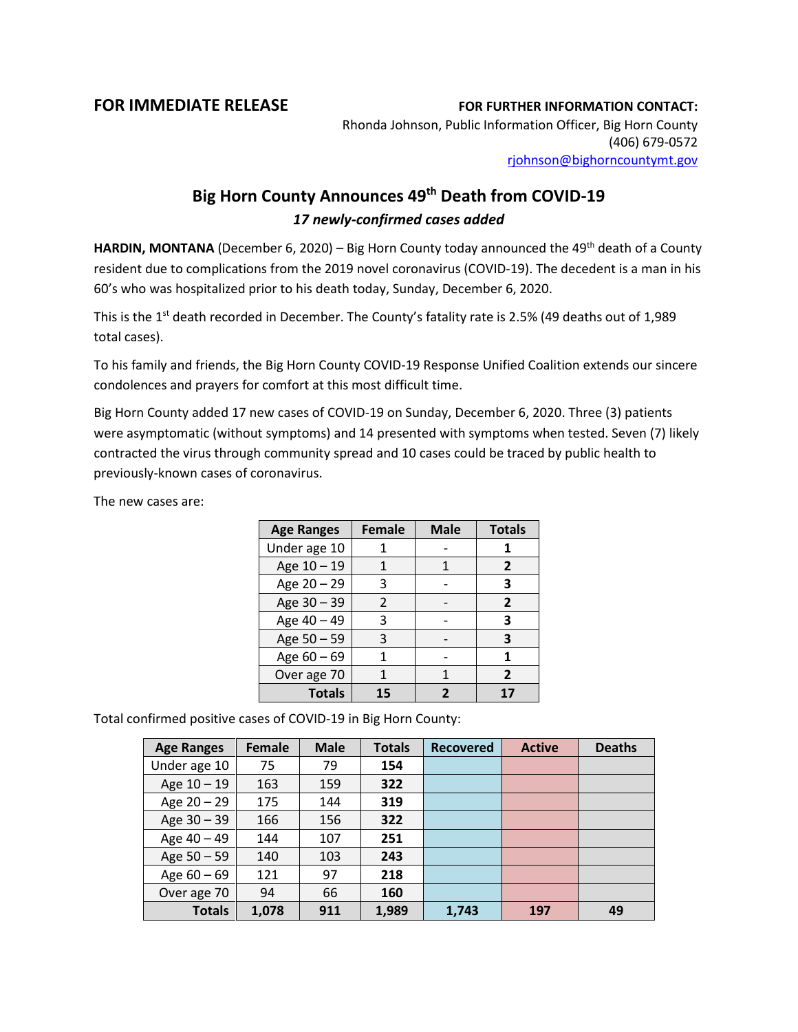**FOR IMMEDIATE RELEASE**

**FOR FURTHER INFORMATION CONTACT:**
Rhonda Johnson, Public Information Officer, Big Horn County
(406) 679-0572
rjohnson@bighorncountymt.gov

# Big Horn County Announces 49th Death from COVID-19

### *17 newly-confirmed cases added*

**HARDIN, MONTANA** (December 6, 2020) – Big Horn County today announced the 49th death of a County resident due to complications from the 2019 novel coronavirus (COVID-19). The decedent is a man in his 60's who was hospitalized prior to his death today, Sunday, December 6, 2020.

This is the 1st death recorded in December. The County's fatality rate is 2.5% (49 deaths out of 1,989 total cases).

To his family and friends, the Big Horn County COVID-19 Response Unified Coalition extends our sincere condolences and prayers for comfort at this most difficult time.

Big Horn County added 17 new cases of COVID-19 on Sunday, December 6, 2020. Three (3) patients were asymptomatic (without symptoms) and 14 presented with symptoms when tested. Seven (7) likely contracted the virus through community spread and 10 cases could be traced by public health to previously-known cases of coronavirus.

The new cases are:

| Age Ranges | Female | Male | Totals |
|---|---|---|---|
| Under age 10 | 1 | - | **1** |
| Age 10 – 19 | 1 | 1 | **2** |
| Age 20 – 29 | 3 | - | **3** |
| Age 30 – 39 | 2 | - | **2** |
| Age 40 – 49 | 3 | - | **3** |
| Age 50 – 59 | 3 | - | **3** |
| Age 60 – 69 | 1 | - | **1** |
| Over age 70 | 1 | 1 | **2** |
| **Totals** | **15** | **2** | **17** |

Total confirmed positive cases of COVID-19 in Big Horn County:

| Age Ranges | Female | Male | Totals | Recovered | Active | Deaths |
|---|---|---|---|---|---|---|
| Under age 10 | 75 | 79 | **154** | | | |
| Age 10 – 19 | 163 | 159 | **322** | | | |
| Age 20 – 29 | 175 | 144 | **319** | | | |
| Age 30 – 39 | 166 | 156 | **322** | | | |
| Age 40 – 49 | 144 | 107 | **251** | | | |
| Age 50 – 59 | 140 | 103 | **243** | | | |
| Age 60 – 69 | 121 | 97 | **218** | | | |
| Over age 70 | 94 | 66 | **160** | | | |
| **Totals** | **1,078** | **911** | **1,989** | **1,743** | **197** | **49** |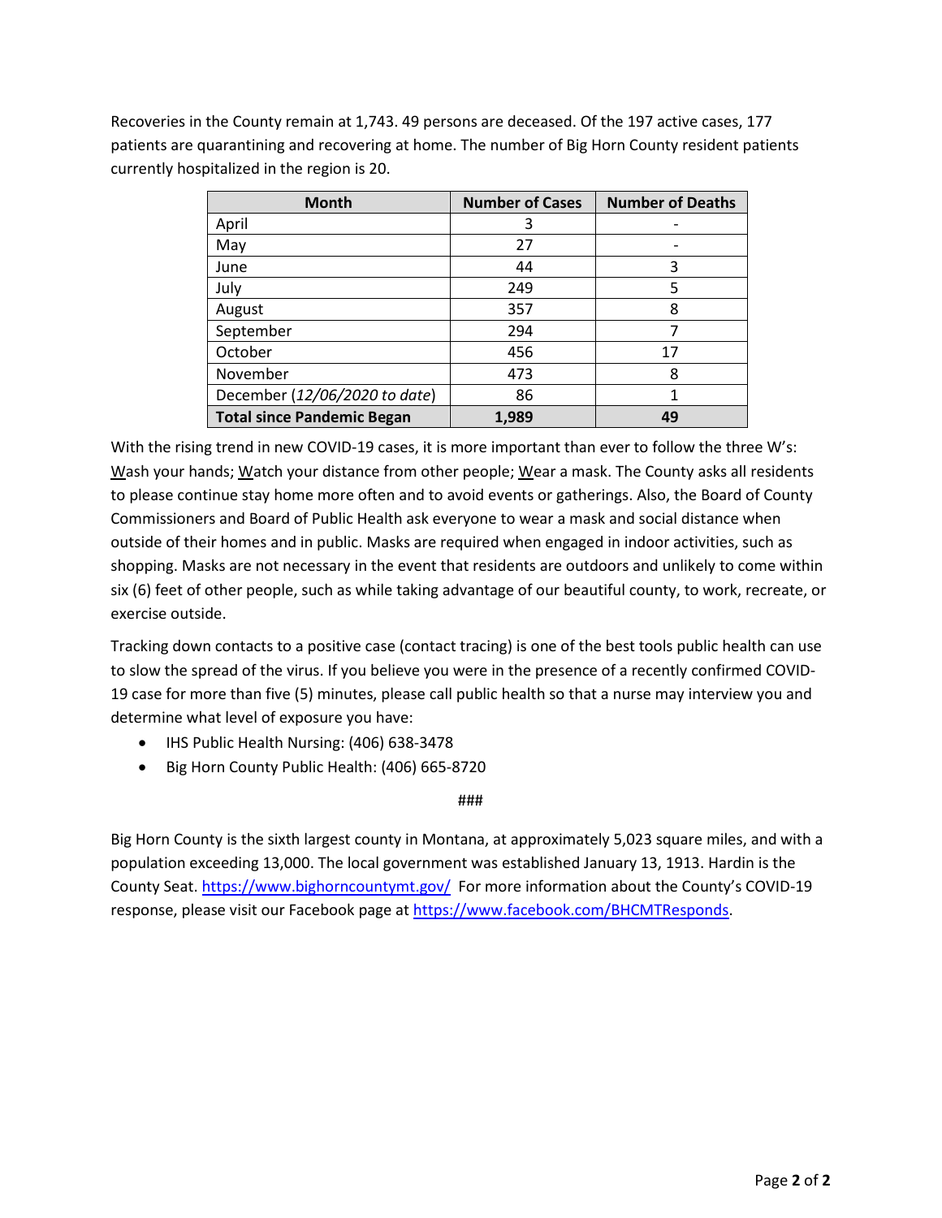Recoveries in the County remain at 1,743. 49 persons are deceased. Of the 197 active cases, 177 patients are quarantining and recovering at home. The number of Big Horn County resident patients currently hospitalized in the region is 20.

| Month | Number of Cases | Number of Deaths |
|---|---|---|
| April | 3 | - |
| May | 27 | - |
| June | 44 | 3 |
| July | 249 | 5 |
| August | 357 | 8 |
| September | 294 | 7 |
| October | 456 | 17 |
| November | 473 | 8 |
| December (*12/06/2020 to date*) | 86 | 1 |
| **Total since Pandemic Began** | **1,989** | **49** |

With the rising trend in new COVID-19 cases, it is more important than ever to follow the three W's: Wash your hands; Watch your distance from other people; Wear a mask. The County asks all residents to please continue stay home more often and to avoid events or gatherings. Also, the Board of County Commissioners and Board of Public Health ask everyone to wear a mask and social distance when outside of their homes and in public. Masks are required when engaged in indoor activities, such as shopping. Masks are not necessary in the event that residents are outdoors and unlikely to come within six (6) feet of other people, such as while taking advantage of our beautiful county, to work, recreate, or exercise outside.

Tracking down contacts to a positive case (contact tracing) is one of the best tools public health can use to slow the spread of the virus. If you believe you were in the presence of a recently confirmed COVID-19 case for more than five (5) minutes, please call public health so that a nurse may interview you and determine what level of exposure you have:

- IHS Public Health Nursing: (406) 638-3478
- Big Horn County Public Health: (406) 665-8720

###

Big Horn County is the sixth largest county in Montana, at approximately 5,023 square miles, and with a population exceeding 13,000. The local government was established January 13, 1913. Hardin is the County Seat. https://www.bighorncountymt.gov/ For more information about the County's COVID-19 response, please visit our Facebook page at https://www.facebook.com/BHCMTResponds.